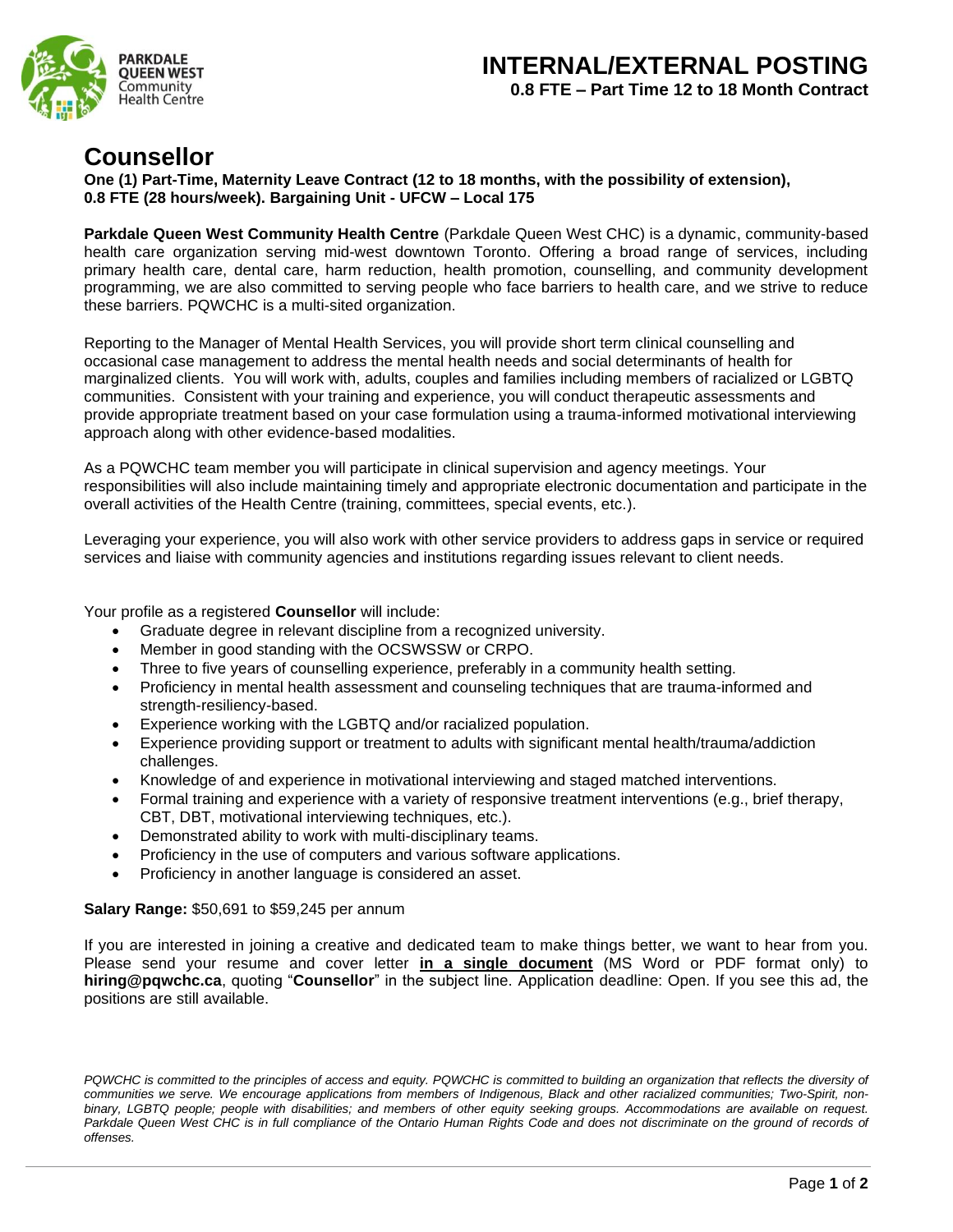PARKDALE QUEEN WEST Community Health Centre

# INTERNAL/EXTERNAL POSTING

**0.8 FTE – Part Time 12 to 18 Month Contract**

# Counsellor

**One (1) Part-Time, Maternity Leave Contract (12 to 18 months, with the possibility of extension), 0.8 FTE (28 hours/week). Bargaining Unit - UFCW – Local 175**

**Parkdale Queen West Community Health Centre** (Parkdale Queen West CHC) is a dynamic, community-based health care organization serving mid-west downtown Toronto. Offering a broad range of services, including primary health care, dental care, harm reduction, health promotion, counselling, and community development programming, we are also committed to serving people who face barriers to health care, and we strive to reduce these barriers. PQWCHC is a multi-sited organization.

Reporting to the Manager of Mental Health Services, you will provide short term clinical counselling and occasional case management to address the mental health needs and social determinants of health for marginalized clients. You will work with, adults, couples and families including members of racialized or LGBTQ communities. Consistent with your training and experience, you will conduct therapeutic assessments and provide appropriate treatment based on your case formulation using a trauma-informed motivational interviewing approach along with other evidence-based modalities.

As a PQWCHC team member you will participate in clinical supervision and agency meetings. Your responsibilities will also include maintaining timely and appropriate electronic documentation and participate in the overall activities of the Health Centre (training, committees, special events, etc.).

Leveraging your experience, you will also work with other service providers to address gaps in service or required services and liaise with community agencies and institutions regarding issues relevant to client needs.

Your profile as a registered **Counsellor** will include:

- Graduate degree in relevant discipline from a recognized university.
- Member in good standing with the OCSWSSW or CRPO.
- Three to five years of counselling experience, preferably in a community health setting.
- Proficiency in mental health assessment and counseling techniques that are trauma-informed and strength-resiliency-based.
- Experience working with the LGBTQ and/or racialized population.
- Experience providing support or treatment to adults with significant mental health/trauma/addiction challenges.
- Knowledge of and experience in motivational interviewing and staged matched interventions.
- Formal training and experience with a variety of responsive treatment interventions (e.g., brief therapy, CBT, DBT, motivational interviewing techniques, etc.).
- Demonstrated ability to work with multi-disciplinary teams.
- Proficiency in the use of computers and various software applications.
- Proficiency in another language is considered an asset.

**Salary Range:** $50,691 to $59,245 per annum

If you are interested in joining a creative and dedicated team to make things better, we want to hear from you. Please send your resume and cover letter **in a single document** (MS Word or PDF format only) to **hiring@pqwchc.ca**, quoting "**Counsellor**" in the subject line. Application deadline: Open. If you see this ad, the positions are still available.

*PQWCHC is committed to the principles of access and equity. PQWCHC is committed to building an organization that reflects the diversity of communities we serve. We encourage applications from members of Indigenous, Black and other racialized communities; Two-Spirit, non-binary, LGBTQ people; people with disabilities; and members of other equity seeking groups. Accommodations are available on request. Parkdale Queen West CHC is in full compliance of the Ontario Human Rights Code and does not discriminate on the ground of records of offenses.*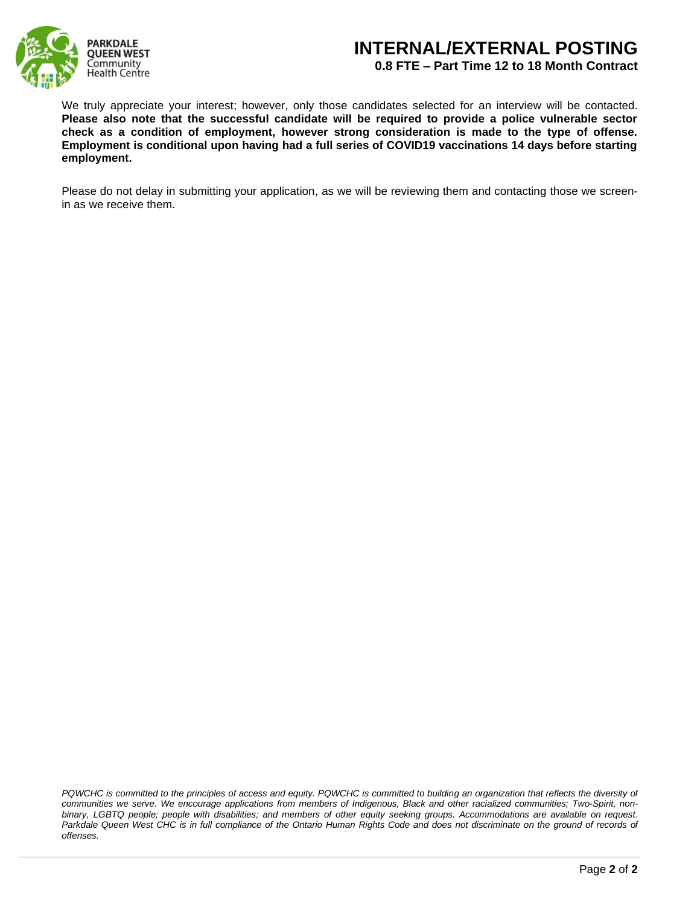We truly appreciate your interest; however, only those candidates selected for an interview will be contacted. **Please also note that the successful candidate will be required to provide a police vulnerable sector check as a condition of employment, however strong consideration is made to the type of offense. Employment is conditional upon having had a full series of COVID19 vaccinations 14 days before starting employment.**

Please do not delay in submitting your application, as we will be reviewing them and contacting those we screen-in as we receive them.

*PQWCHC is committed to the principles of access and equity. PQWCHC is committed to building an organization that reflects the diversity of communities we serve. We encourage applications from members of Indigenous, Black and other racialized communities; Two-Spirit, non-binary, LGBTQ people; people with disabilities; and members of other equity seeking groups. Accommodations are available on request. Parkdale Queen West CHC is in full compliance of the Ontario Human Rights Code and does not discriminate on the ground of records of offenses.*